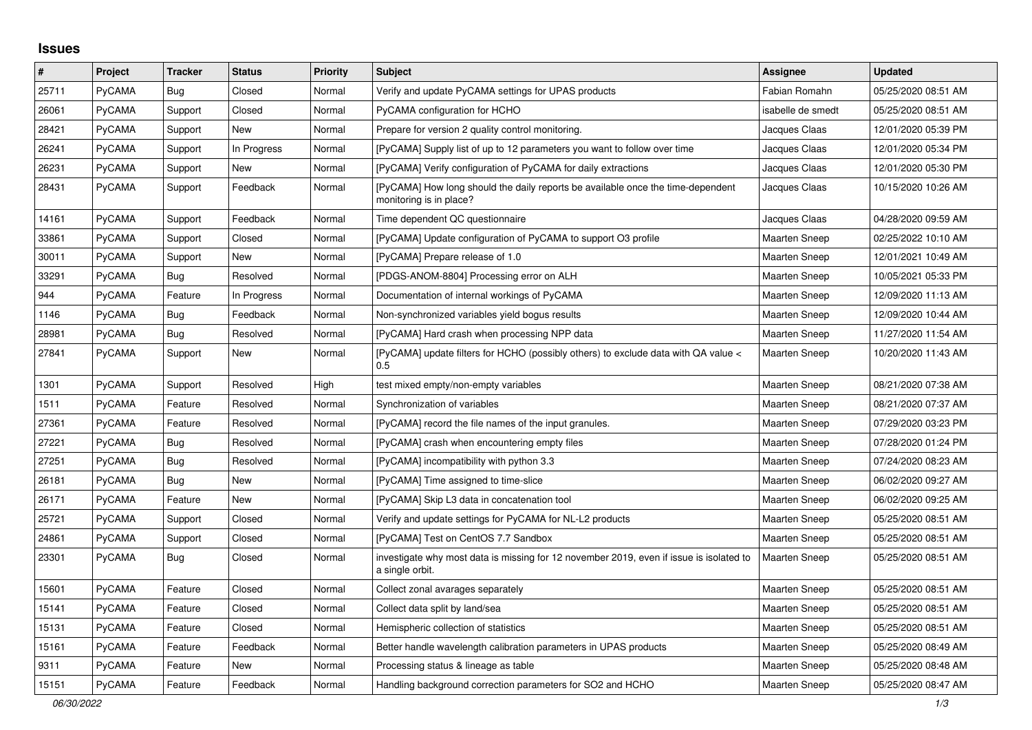## Issues

| # | Project | Tracker | Status | Priority | Subject | Assignee | Updated |
|---|---|---|---|---|---|---|---|
| 25711 | PyCAMA | Bug | Closed | Normal | Verify and update PyCAMA settings for UPAS products | Fabian Romahn | 05/25/2020 08:51 AM |
| 26061 | PyCAMA | Support | Closed | Normal | PyCAMA configuration for HCHO | isabelle de smedt | 05/25/2020 08:51 AM |
| 28421 | PyCAMA | Support | New | Normal | Prepare for version 2 quality control monitoring. | Jacques Claas | 12/01/2020 05:39 PM |
| 26241 | PyCAMA | Support | In Progress | Normal | [PyCAMA] Supply list of up to 12 parameters you want to follow over time | Jacques Claas | 12/01/2020 05:34 PM |
| 26231 | PyCAMA | Support | New | Normal | [PyCAMA] Verify configuration of PyCAMA for daily extractions | Jacques Claas | 12/01/2020 05:30 PM |
| 28431 | PyCAMA | Support | Feedback | Normal | [PyCAMA] How long should the daily reports be available once the time-dependent monitoring is in place? | Jacques Claas | 10/15/2020 10:26 AM |
| 14161 | PyCAMA | Support | Feedback | Normal | Time dependent QC questionnaire | Jacques Claas | 04/28/2020 09:59 AM |
| 33861 | PyCAMA | Support | Closed | Normal | [PyCAMA] Update configuration of PyCAMA to support O3 profile | Maarten Sneep | 02/25/2022 10:10 AM |
| 30011 | PyCAMA | Support | New | Normal | [PyCAMA] Prepare release of 1.0 | Maarten Sneep | 12/01/2021 10:49 AM |
| 33291 | PyCAMA | Bug | Resolved | Normal | [PDGS-ANOM-8804] Processing error on ALH | Maarten Sneep | 10/05/2021 05:33 PM |
| 944 | PyCAMA | Feature | In Progress | Normal | Documentation of internal workings of PyCAMA | Maarten Sneep | 12/09/2020 11:13 AM |
| 1146 | PyCAMA | Bug | Feedback | Normal | Non-synchronized variables yield bogus results | Maarten Sneep | 12/09/2020 10:44 AM |
| 28981 | PyCAMA | Bug | Resolved | Normal | [PyCAMA] Hard crash when processing NPP data | Maarten Sneep | 11/27/2020 11:54 AM |
| 27841 | PyCAMA | Support | New | Normal | [PyCAMA] update filters for HCHO (possibly others) to exclude data with QA value < 0.5 | Maarten Sneep | 10/20/2020 11:43 AM |
| 1301 | PyCAMA | Support | Resolved | High | test mixed empty/non-empty variables | Maarten Sneep | 08/21/2020 07:38 AM |
| 1511 | PyCAMA | Feature | Resolved | Normal | Synchronization of variables | Maarten Sneep | 08/21/2020 07:37 AM |
| 27361 | PyCAMA | Feature | Resolved | Normal | [PyCAMA] record the file names of the input granules. | Maarten Sneep | 07/29/2020 03:23 PM |
| 27221 | PyCAMA | Bug | Resolved | Normal | [PyCAMA] crash when encountering empty files | Maarten Sneep | 07/28/2020 01:24 PM |
| 27251 | PyCAMA | Bug | Resolved | Normal | [PyCAMA] incompatibility with python 3.3 | Maarten Sneep | 07/24/2020 08:23 AM |
| 26181 | PyCAMA | Bug | New | Normal | [PyCAMA] Time assigned to time-slice | Maarten Sneep | 06/02/2020 09:27 AM |
| 26171 | PyCAMA | Feature | New | Normal | [PyCAMA] Skip L3 data in concatenation tool | Maarten Sneep | 06/02/2020 09:25 AM |
| 25721 | PyCAMA | Support | Closed | Normal | Verify and update settings for PyCAMA for NL-L2 products | Maarten Sneep | 05/25/2020 08:51 AM |
| 24861 | PyCAMA | Support | Closed | Normal | [PyCAMA] Test on CentOS 7.7 Sandbox | Maarten Sneep | 05/25/2020 08:51 AM |
| 23301 | PyCAMA | Bug | Closed | Normal | investigate why most data is missing for 12 november 2019, even if issue is isolated to a single orbit. | Maarten Sneep | 05/25/2020 08:51 AM |
| 15601 | PyCAMA | Feature | Closed | Normal | Collect zonal avarages separately | Maarten Sneep | 05/25/2020 08:51 AM |
| 15141 | PyCAMA | Feature | Closed | Normal | Collect data split by land/sea | Maarten Sneep | 05/25/2020 08:51 AM |
| 15131 | PyCAMA | Feature | Closed | Normal | Hemispheric collection of statistics | Maarten Sneep | 05/25/2020 08:51 AM |
| 15161 | PyCAMA | Feature | Feedback | Normal | Better handle wavelength calibration parameters in UPAS products | Maarten Sneep | 05/25/2020 08:49 AM |
| 9311 | PyCAMA | Feature | New | Normal | Processing status & lineage as table | Maarten Sneep | 05/25/2020 08:48 AM |
| 15151 | PyCAMA | Feature | Feedback | Normal | Handling background correction parameters for SO2 and HCHO | Maarten Sneep | 05/25/2020 08:47 AM |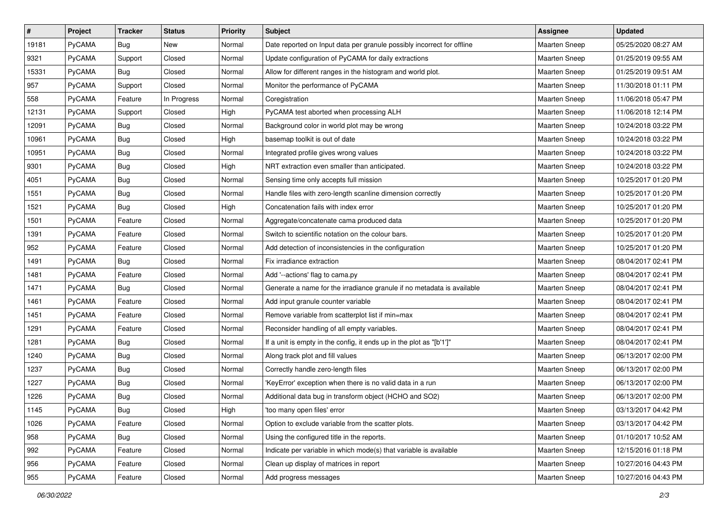| # | Project | Tracker | Status | Priority | Subject | Assignee | Updated |
|---|---|---|---|---|---|---|---|
| 19181 | PyCAMA | Bug | New | Normal | Date reported on Input data per granule possibly incorrect for offline | Maarten Sneep | 05/25/2020 08:27 AM |
| 9321 | PyCAMA | Support | Closed | Normal | Update configuration of PyCAMA for daily extractions | Maarten Sneep | 01/25/2019 09:55 AM |
| 15331 | PyCAMA | Bug | Closed | Normal | Allow for different ranges in the histogram and world plot. | Maarten Sneep | 01/25/2019 09:51 AM |
| 957 | PyCAMA | Support | Closed | Normal | Monitor the performance of PyCAMA | Maarten Sneep | 11/30/2018 01:11 PM |
| 558 | PyCAMA | Feature | In Progress | Normal | Coregistration | Maarten Sneep | 11/06/2018 05:47 PM |
| 12131 | PyCAMA | Support | Closed | High | PyCAMA test aborted when processing ALH | Maarten Sneep | 11/06/2018 12:14 PM |
| 12091 | PyCAMA | Bug | Closed | Normal | Background color in world plot may be wrong | Maarten Sneep | 10/24/2018 03:22 PM |
| 10961 | PyCAMA | Bug | Closed | High | basemap toolkit is out of date | Maarten Sneep | 10/24/2018 03:22 PM |
| 10951 | PyCAMA | Bug | Closed | Normal | Integrated profile gives wrong values | Maarten Sneep | 10/24/2018 03:22 PM |
| 9301 | PyCAMA | Bug | Closed | High | NRT extraction even smaller than anticipated. | Maarten Sneep | 10/24/2018 03:22 PM |
| 4051 | PyCAMA | Bug | Closed | Normal | Sensing time only accepts full mission | Maarten Sneep | 10/25/2017 01:20 PM |
| 1551 | PyCAMA | Bug | Closed | Normal | Handle files with zero-length scanline dimension correctly | Maarten Sneep | 10/25/2017 01:20 PM |
| 1521 | PyCAMA | Bug | Closed | High | Concatenation fails with index error | Maarten Sneep | 10/25/2017 01:20 PM |
| 1501 | PyCAMA | Feature | Closed | Normal | Aggregate/concatenate cama produced data | Maarten Sneep | 10/25/2017 01:20 PM |
| 1391 | PyCAMA | Feature | Closed | Normal | Switch to scientific notation on the colour bars. | Maarten Sneep | 10/25/2017 01:20 PM |
| 952 | PyCAMA | Feature | Closed | Normal | Add detection of inconsistencies in the configuration | Maarten Sneep | 10/25/2017 01:20 PM |
| 1491 | PyCAMA | Bug | Closed | Normal | Fix irradiance extraction | Maarten Sneep | 08/04/2017 02:41 PM |
| 1481 | PyCAMA | Feature | Closed | Normal | Add '--actions' flag to cama.py | Maarten Sneep | 08/04/2017 02:41 PM |
| 1471 | PyCAMA | Bug | Closed | Normal | Generate a name for the irradiance granule if no metadata is available | Maarten Sneep | 08/04/2017 02:41 PM |
| 1461 | PyCAMA | Feature | Closed | Normal | Add input granule counter variable | Maarten Sneep | 08/04/2017 02:41 PM |
| 1451 | PyCAMA | Feature | Closed | Normal | Remove variable from scatterplot list if min=max | Maarten Sneep | 08/04/2017 02:41 PM |
| 1291 | PyCAMA | Feature | Closed | Normal | Reconsider handling of all empty variables. | Maarten Sneep | 08/04/2017 02:41 PM |
| 1281 | PyCAMA | Bug | Closed | Normal | If a unit is empty in the config, it ends up in the plot as "[b'1']" | Maarten Sneep | 08/04/2017 02:41 PM |
| 1240 | PyCAMA | Bug | Closed | Normal | Along track plot and fill values | Maarten Sneep | 06/13/2017 02:00 PM |
| 1237 | PyCAMA | Bug | Closed | Normal | Correctly handle zero-length files | Maarten Sneep | 06/13/2017 02:00 PM |
| 1227 | PyCAMA | Bug | Closed | Normal | 'KeyError' exception when there is no valid data in a run | Maarten Sneep | 06/13/2017 02:00 PM |
| 1226 | PyCAMA | Bug | Closed | Normal | Additional data bug in transform object (HCHO and SO2) | Maarten Sneep | 06/13/2017 02:00 PM |
| 1145 | PyCAMA | Bug | Closed | High | 'too many open files' error | Maarten Sneep | 03/13/2017 04:42 PM |
| 1026 | PyCAMA | Feature | Closed | Normal | Option to exclude variable from the scatter plots. | Maarten Sneep | 03/13/2017 04:42 PM |
| 958 | PyCAMA | Bug | Closed | Normal | Using the configured title in the reports. | Maarten Sneep | 01/10/2017 10:52 AM |
| 992 | PyCAMA | Feature | Closed | Normal | Indicate per variable in which mode(s) that variable is available | Maarten Sneep | 12/15/2016 01:18 PM |
| 956 | PyCAMA | Feature | Closed | Normal | Clean up display of matrices in report | Maarten Sneep | 10/27/2016 04:43 PM |
| 955 | PyCAMA | Feature | Closed | Normal | Add progress messages | Maarten Sneep | 10/27/2016 04:43 PM |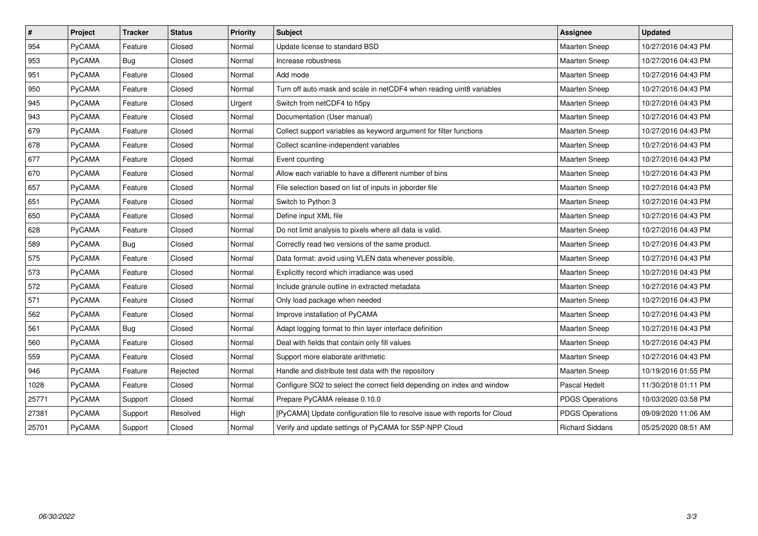| # | Project | Tracker | Status | Priority | Subject | Assignee | Updated |
|---|---|---|---|---|---|---|---|
| 954 | PyCAMA | Feature | Closed | Normal | Update license to standard BSD | Maarten Sneep | 10/27/2016 04:43 PM |
| 953 | PyCAMA | Bug | Closed | Normal | Increase robustness | Maarten Sneep | 10/27/2016 04:43 PM |
| 951 | PyCAMA | Feature | Closed | Normal | Add mode | Maarten Sneep | 10/27/2016 04:43 PM |
| 950 | PyCAMA | Feature | Closed | Normal | Turn off auto mask and scale in netCDF4 when reading uint8 variables | Maarten Sneep | 10/27/2016 04:43 PM |
| 945 | PyCAMA | Feature | Closed | Urgent | Switch from netCDF4 to h5py | Maarten Sneep | 10/27/2016 04:43 PM |
| 943 | PyCAMA | Feature | Closed | Normal | Documentation (User manual) | Maarten Sneep | 10/27/2016 04:43 PM |
| 679 | PyCAMA | Feature | Closed | Normal | Collect support variables as keyword argument for filter functions | Maarten Sneep | 10/27/2016 04:43 PM |
| 678 | PyCAMA | Feature | Closed | Normal | Collect scanline-independent variables | Maarten Sneep | 10/27/2016 04:43 PM |
| 677 | PyCAMA | Feature | Closed | Normal | Event counting | Maarten Sneep | 10/27/2016 04:43 PM |
| 670 | PyCAMA | Feature | Closed | Normal | Allow each variable to have a different number of bins | Maarten Sneep | 10/27/2016 04:43 PM |
| 657 | PyCAMA | Feature | Closed | Normal | File selection based on list of inputs in joborder file | Maarten Sneep | 10/27/2016 04:43 PM |
| 651 | PyCAMA | Feature | Closed | Normal | Switch to Python 3 | Maarten Sneep | 10/27/2016 04:43 PM |
| 650 | PyCAMA | Feature | Closed | Normal | Define input XML file | Maarten Sneep | 10/27/2016 04:43 PM |
| 628 | PyCAMA | Feature | Closed | Normal | Do not limit analysis to pixels where all data is valid. | Maarten Sneep | 10/27/2016 04:43 PM |
| 589 | PyCAMA | Bug | Closed | Normal | Correctly read two versions of the same product. | Maarten Sneep | 10/27/2016 04:43 PM |
| 575 | PyCAMA | Feature | Closed | Normal | Data format: avoid using VLEN data whenever possible. | Maarten Sneep | 10/27/2016 04:43 PM |
| 573 | PyCAMA | Feature | Closed | Normal | Explicitly record which irradiance was used | Maarten Sneep | 10/27/2016 04:43 PM |
| 572 | PyCAMA | Feature | Closed | Normal | Include granule outline in extracted metadata | Maarten Sneep | 10/27/2016 04:43 PM |
| 571 | PyCAMA | Feature | Closed | Normal | Only load package when needed | Maarten Sneep | 10/27/2016 04:43 PM |
| 562 | PyCAMA | Feature | Closed | Normal | Improve installation of PyCAMA | Maarten Sneep | 10/27/2016 04:43 PM |
| 561 | PyCAMA | Bug | Closed | Normal | Adapt logging format to thin layer interface definition | Maarten Sneep | 10/27/2016 04:43 PM |
| 560 | PyCAMA | Feature | Closed | Normal | Deal with fields that contain only fill values | Maarten Sneep | 10/27/2016 04:43 PM |
| 559 | PyCAMA | Feature | Closed | Normal | Support more elaborate arithmetic | Maarten Sneep | 10/27/2016 04:43 PM |
| 946 | PyCAMA | Feature | Rejected | Normal | Handle and distribute test data with the repository | Maarten Sneep | 10/19/2016 01:55 PM |
| 1028 | PyCAMA | Feature | Closed | Normal | Configure SO2 to select the correct field depending on index and window | Pascal Hedelt | 11/30/2018 01:11 PM |
| 25771 | PyCAMA | Support | Closed | Normal | Prepare PyCAMA release 0.10.0 | PDGS Operations | 10/03/2020 03:58 PM |
| 27381 | PyCAMA | Support | Resolved | High | [PyCAMA] Update configuration file to resolve issue with reports for Cloud | PDGS Operations | 09/09/2020 11:06 AM |
| 25701 | PyCAMA | Support | Closed | Normal | Verify and update settings of PyCAMA for S5P-NPP Cloud | Richard Siddans | 05/25/2020 08:51 AM |